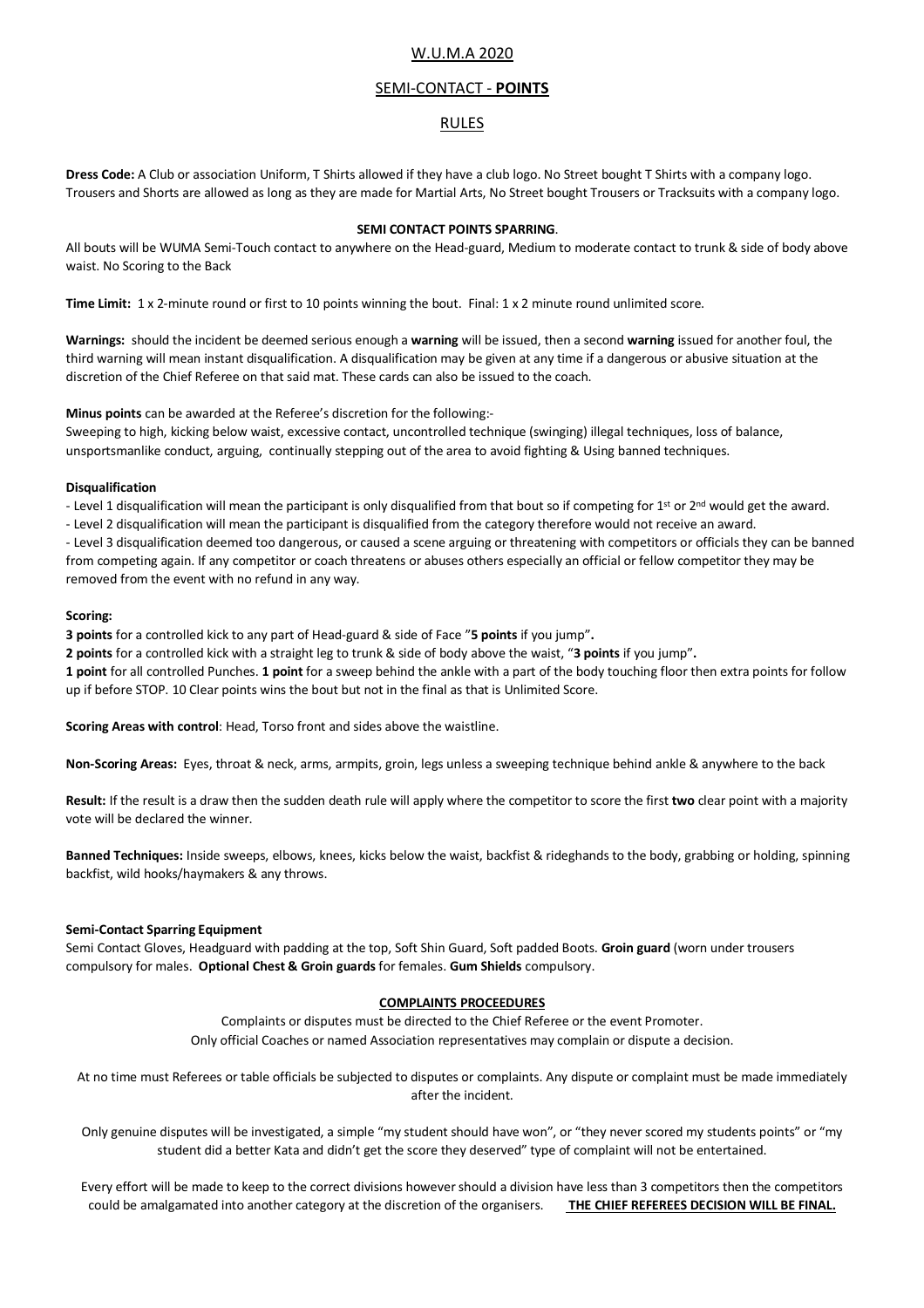# W.U.M.A 2020

## SEMI-CONTACT - **POINTS**

## RULES

**Dress Code:** A Club or association Uniform, T Shirts allowed if they have a club logo. No Street bought T Shirts with a company logo. Trousers and Shorts are allowed as long as they are made for Martial Arts, No Street bought Trousers or Tracksuits with a company logo.

### SEMI CONTACT POINTS SPARRING.

All bouts will be WUMA Semi-Touch contact to anywhere on the Head-guard, Medium to moderate contact to trunk & side of body above waist. No Scoring to the Back

**Time Limit:** 1 x 2-minute round or first to 10 points winning the bout. Final: 1 x 2 minute round unlimited score.

**Warnings:** should the incident be deemed serious enough a **warning** will be issued, then a second **warning** issued for another foul, the third warning will mean instant disqualification. A disqualification may be given at any time if a dangerous or abusive situation at the discretion of the Chief Referee on that said mat. These cards can also be issued to the coach.

**Minus points** can be awarded at the Referee's discretion for the following:-

Sweeping to high, kicking below waist, excessive contact, uncontrolled technique (swinging) illegal techniques, loss of balance, unsportsmanlike conduct, arguing, continually stepping out of the area to avoid fighting & Using banned techniques.

**Disqualification**

- Level 1 disqualification will mean the participant is only disqualified from that bout so if competing for 1st or 2nd would get the award.
- Level 2 disqualification will mean the participant is disqualified from the category therefore would not receive an award.
- Level 3 disqualification deemed too dangerous, or caused a scene arguing or threatening with competitors or officials they can be banned from competing again. If any competitor or coach threatens or abuses others especially an official or fellow competitor they may be removed from the event with no refund in any way.

**Scoring:**

**3 points** for a controlled kick to any part of Head-guard & side of Face "**5 points** if you jump"**.**

**2 points** for a controlled kick with a straight leg to trunk & side of body above the waist, "**3 points** if you jump"**.**

**1 point** for all controlled Punches. **1 point** for a sweep behind the ankle with a part of the body touching floor then extra points for follow up if before STOP. 10 Clear points wins the bout but not in the final as that is Unlimited Score.

**Scoring Areas with control**: Head, Torso front and sides above the waistline.

**Non-Scoring Areas:** Eyes, throat & neck, arms, armpits, groin, legs unless a sweeping technique behind ankle & anywhere to the back

**Result:** If the result is a draw then the sudden death rule will apply where the competitor to score the first **two** clear point with a majority vote will be declared the winner.

**Banned Techniques:** Inside sweeps, elbows, knees, kicks below the waist, backfist & rideghands to the body, grabbing or holding, spinning backfist, wild hooks/haymakers & any throws.

**Semi-Contact Sparring Equipment**

Semi Contact Gloves, Headguard with padding at the top, Soft Shin Guard, Soft padded Boots. **Groin guard** (worn under trousers compulsory for males. **Optional Chest & Groin guards** for females. **Gum Shields** compulsory.

### COMPLAINTS PROCEEDURES

Complaints or disputes must be directed to the Chief Referee or the event Promoter.
Only official Coaches or named Association representatives may complain or dispute a decision.

At no time must Referees or table officials be subjected to disputes or complaints. Any dispute or complaint must be made immediately after the incident.

Only genuine disputes will be investigated, a simple "my student should have won", or "they never scored my students points" or "my student did a better Kata and didn't get the score they deserved" type of complaint will not be entertained.

Every effort will be made to keep to the correct divisions however should a division have less than 3 competitors then the competitors could be amalgamated into another category at the discretion of the organisers. **THE CHIEF REFEREES DECISION WILL BE FINAL.**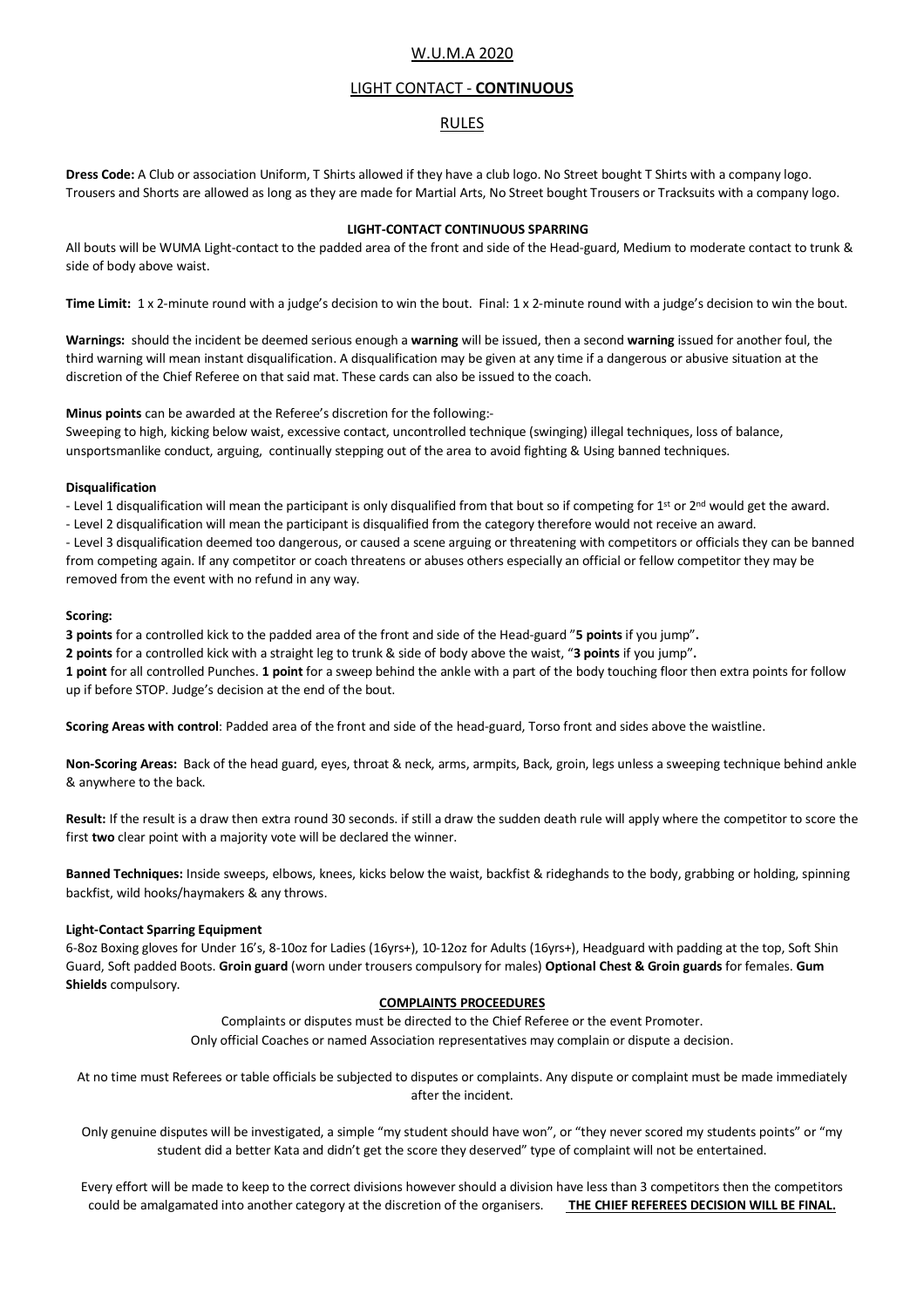# W.U.M.A 2020

## LIGHT CONTACT - **CONTINUOUS**

## RULES

**Dress Code:** A Club or association Uniform, T Shirts allowed if they have a club logo. No Street bought T Shirts with a company logo. Trousers and Shorts are allowed as long as they are made for Martial Arts, No Street bought Trousers or Tracksuits with a company logo.

### LIGHT-CONTACT CONTINUOUS SPARRING

All bouts will be WUMA Light-contact to the padded area of the front and side of the Head-guard, Medium to moderate contact to trunk & side of body above waist.

**Time Limit:** 1 x 2-minute round with a judge's decision to win the bout. Final: 1 x 2-minute round with a judge's decision to win the bout.

**Warnings:** should the incident be deemed serious enough a **warning** will be issued, then a second **warning** issued for another foul, the third warning will mean instant disqualification. A disqualification may be given at any time if a dangerous or abusive situation at the discretion of the Chief Referee on that said mat. These cards can also be issued to the coach.

**Minus points** can be awarded at the Referee's discretion for the following:-

Sweeping to high, kicking below waist, excessive contact, uncontrolled technique (swinging) illegal techniques, loss of balance, unsportsmanlike conduct, arguing, continually stepping out of the area to avoid fighting & Using banned techniques.

**Disqualification**

- Level 1 disqualification will mean the participant is only disqualified from that bout so if competing for 1st or 2nd would get the award.
- Level 2 disqualification will mean the participant is disqualified from the category therefore would not receive an award.
- Level 3 disqualification deemed too dangerous, or caused a scene arguing or threatening with competitors or officials they can be banned from competing again. If any competitor or coach threatens or abuses others especially an official or fellow competitor they may be removed from the event with no refund in any way.

**Scoring:**

**3 points** for a controlled kick to the padded area of the front and side of the Head-guard "**5 points** if you jump"**.**

**2 points** for a controlled kick with a straight leg to trunk & side of body above the waist, "**3 points** if you jump"**.**

**1 point** for all controlled Punches. **1 point** for a sweep behind the ankle with a part of the body touching floor then extra points for follow up if before STOP. Judge's decision at the end of the bout.

**Scoring Areas with control**: Padded area of the front and side of the head-guard, Torso front and sides above the waistline.

**Non-Scoring Areas:** Back of the head guard, eyes, throat & neck, arms, armpits, Back, groin, legs unless a sweeping technique behind ankle & anywhere to the back.

**Result:** If the result is a draw then extra round 30 seconds. if still a draw the sudden death rule will apply where the competitor to score the first **two** clear point with a majority vote will be declared the winner.

**Banned Techniques:** Inside sweeps, elbows, knees, kicks below the waist, backfist & rideghands to the body, grabbing or holding, spinning backfist, wild hooks/haymakers & any throws.

**Light-Contact Sparring Equipment**

6-8oz Boxing gloves for Under 16's, 8-10oz for Ladies (16yrs+), 10-12oz for Adults (16yrs+), Headguard with padding at the top, Soft Shin Guard, Soft padded Boots. **Groin guard** (worn under trousers compulsory for males) **Optional Chest & Groin guards** for females. **Gum Shields** compulsory.

### COMPLAINTS PROCEEDURES

Complaints or disputes must be directed to the Chief Referee or the event Promoter.
Only official Coaches or named Association representatives may complain or dispute a decision.

At no time must Referees or table officials be subjected to disputes or complaints. Any dispute or complaint must be made immediately after the incident.

Only genuine disputes will be investigated, a simple "my student should have won", or "they never scored my students points" or "my student did a better Kata and didn't get the score they deserved" type of complaint will not be entertained.

Every effort will be made to keep to the correct divisions however should a division have less than 3 competitors then the competitors could be amalgamated into another category at the discretion of the organisers. **THE CHIEF REFEREES DECISION WILL BE FINAL.**